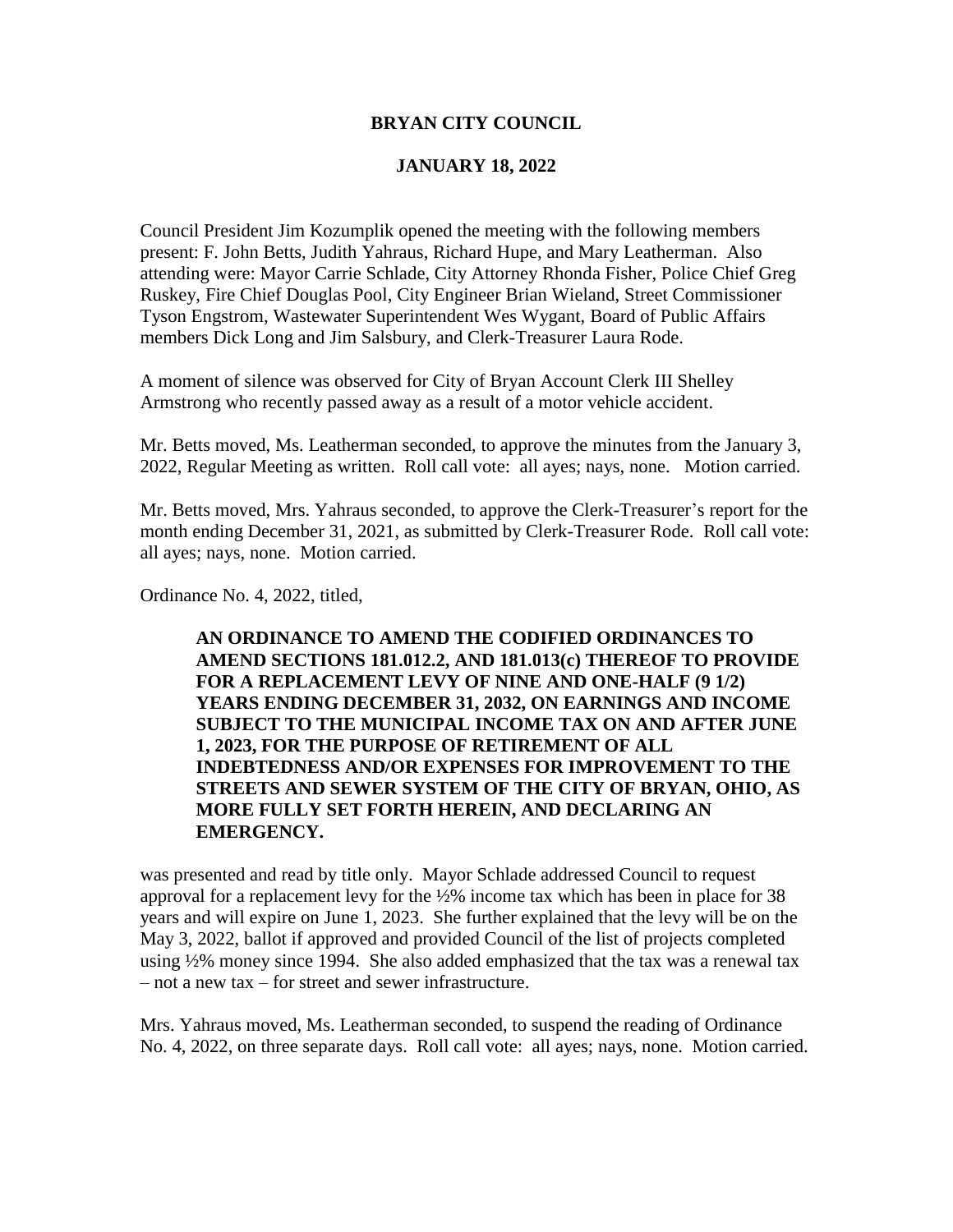**BRYAN CITY COUNCIL**

**JANUARY 18, 2022**

Council President Jim Kozumplik opened the meeting with the following members present: F. John Betts, Judith Yahraus, Richard Hupe, and Mary Leatherman. Also attending were: Mayor Carrie Schlade, City Attorney Rhonda Fisher, Police Chief Greg Ruskey, Fire Chief Douglas Pool, City Engineer Brian Wieland, Street Commissioner Tyson Engstrom, Wastewater Superintendent Wes Wygant, Board of Public Affairs members Dick Long and Jim Salsbury, and Clerk-Treasurer Laura Rode.

A moment of silence was observed for City of Bryan Account Clerk III Shelley Armstrong who recently passed away as a result of a motor vehicle accident.

Mr. Betts moved, Ms. Leatherman seconded, to approve the minutes from the January 3, 2022, Regular Meeting as written. Roll call vote: all ayes; nays, none. Motion carried.

Mr. Betts moved, Mrs. Yahraus seconded, to approve the Clerk-Treasurer's report for the month ending December 31, 2021, as submitted by Clerk-Treasurer Rode. Roll call vote: all ayes; nays, none. Motion carried.

Ordinance No. 4, 2022, titled,

> **AN ORDINANCE TO AMEND THE CODIFIED ORDINANCES TO AMEND SECTIONS 181.012.2, AND 181.013(c) THEREOF TO PROVIDE FOR A REPLACEMENT LEVY OF NINE AND ONE-HALF (9 1/2) YEARS ENDING DECEMBER 31, 2032, ON EARNINGS AND INCOME SUBJECT TO THE MUNICIPAL INCOME TAX ON AND AFTER JUNE 1, 2023, FOR THE PURPOSE OF RETIREMENT OF ALL INDEBTEDNESS AND/OR EXPENSES FOR IMPROVEMENT TO THE STREETS AND SEWER SYSTEM OF THE CITY OF BRYAN, OHIO, AS MORE FULLY SET FORTH HEREIN, AND DECLARING AN EMERGENCY.**

was presented and read by title only. Mayor Schlade addressed Council to request approval for a replacement levy for the ½% income tax which has been in place for 38 years and will expire on June 1, 2023. She further explained that the levy will be on the May 3, 2022, ballot if approved and provided Council of the list of projects completed using ½% money since 1994. She also added emphasized that the tax was a renewal tax – not a new tax – for street and sewer infrastructure.

Mrs. Yahraus moved, Ms. Leatherman seconded, to suspend the reading of Ordinance No. 4, 2022, on three separate days. Roll call vote: all ayes; nays, none. Motion carried.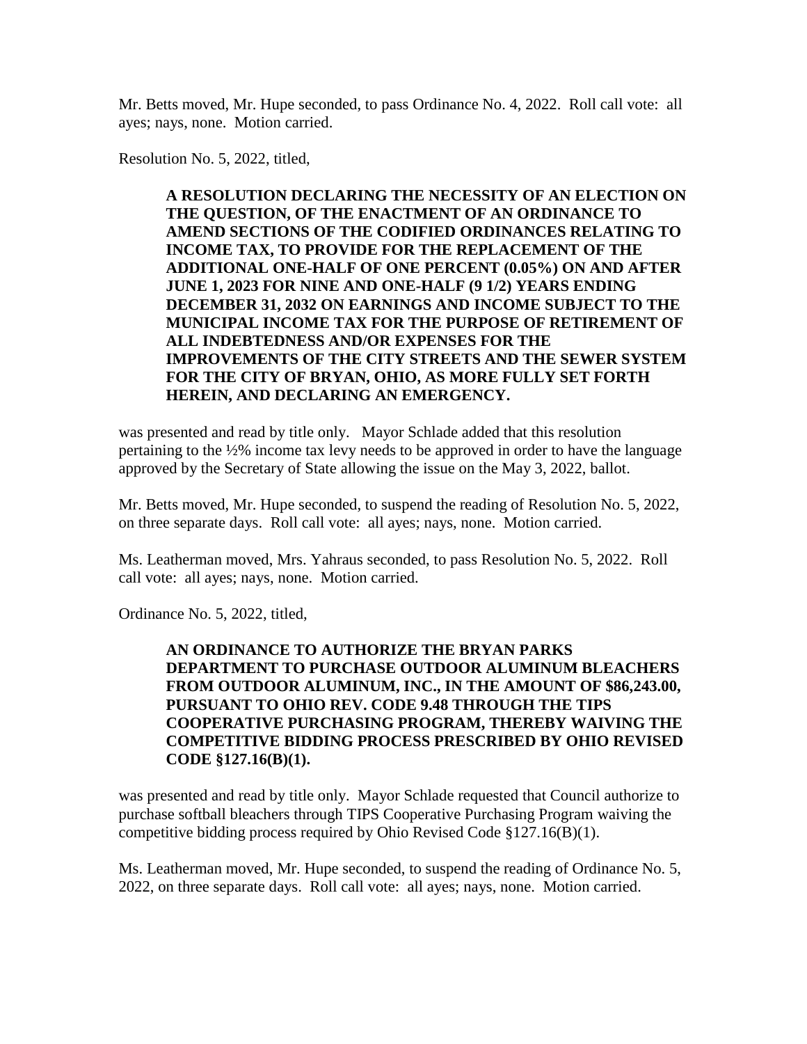Mr. Betts moved, Mr. Hupe seconded, to pass Ordinance No. 4, 2022. Roll call vote: all ayes; nays, none. Motion carried.

Resolution No. 5, 2022, titled,

> **A RESOLUTION DECLARING THE NECESSITY OF AN ELECTION ON THE QUESTION, OF THE ENACTMENT OF AN ORDINANCE TO AMEND SECTIONS OF THE CODIFIED ORDINANCES RELATING TO INCOME TAX, TO PROVIDE FOR THE REPLACEMENT OF THE ADDITIONAL ONE-HALF OF ONE PERCENT (0.05%) ON AND AFTER JUNE 1, 2023 FOR NINE AND ONE-HALF (9 1/2) YEARS ENDING DECEMBER 31, 2032 ON EARNINGS AND INCOME SUBJECT TO THE MUNICIPAL INCOME TAX FOR THE PURPOSE OF RETIREMENT OF ALL INDEBTEDNESS AND/OR EXPENSES FOR THE IMPROVEMENTS OF THE CITY STREETS AND THE SEWER SYSTEM FOR THE CITY OF BRYAN, OHIO, AS MORE FULLY SET FORTH HEREIN, AND DECLARING AN EMERGENCY.**

was presented and read by title only. Mayor Schlade added that this resolution pertaining to the ½% income tax levy needs to be approved in order to have the language approved by the Secretary of State allowing the issue on the May 3, 2022, ballot.

Mr. Betts moved, Mr. Hupe seconded, to suspend the reading of Resolution No. 5, 2022, on three separate days. Roll call vote: all ayes; nays, none. Motion carried.

Ms. Leatherman moved, Mrs. Yahraus seconded, to pass Resolution No. 5, 2022. Roll call vote: all ayes; nays, none. Motion carried.

Ordinance No. 5, 2022, titled,

> **AN ORDINANCE TO AUTHORIZE THE BRYAN PARKS DEPARTMENT TO PURCHASE OUTDOOR ALUMINUM BLEACHERS FROM OUTDOOR ALUMINUM, INC., IN THE AMOUNT OF $86,243.00, PURSUANT TO OHIO REV. CODE 9.48 THROUGH THE TIPS COOPERATIVE PURCHASING PROGRAM, THEREBY WAIVING THE COMPETITIVE BIDDING PROCESS PRESCRIBED BY OHIO REVISED CODE §127.16(B)(1).**

was presented and read by title only. Mayor Schlade requested that Council authorize to purchase softball bleachers through TIPS Cooperative Purchasing Program waiving the competitive bidding process required by Ohio Revised Code §127.16(B)(1).

Ms. Leatherman moved, Mr. Hupe seconded, to suspend the reading of Ordinance No. 5, 2022, on three separate days. Roll call vote: all ayes; nays, none. Motion carried.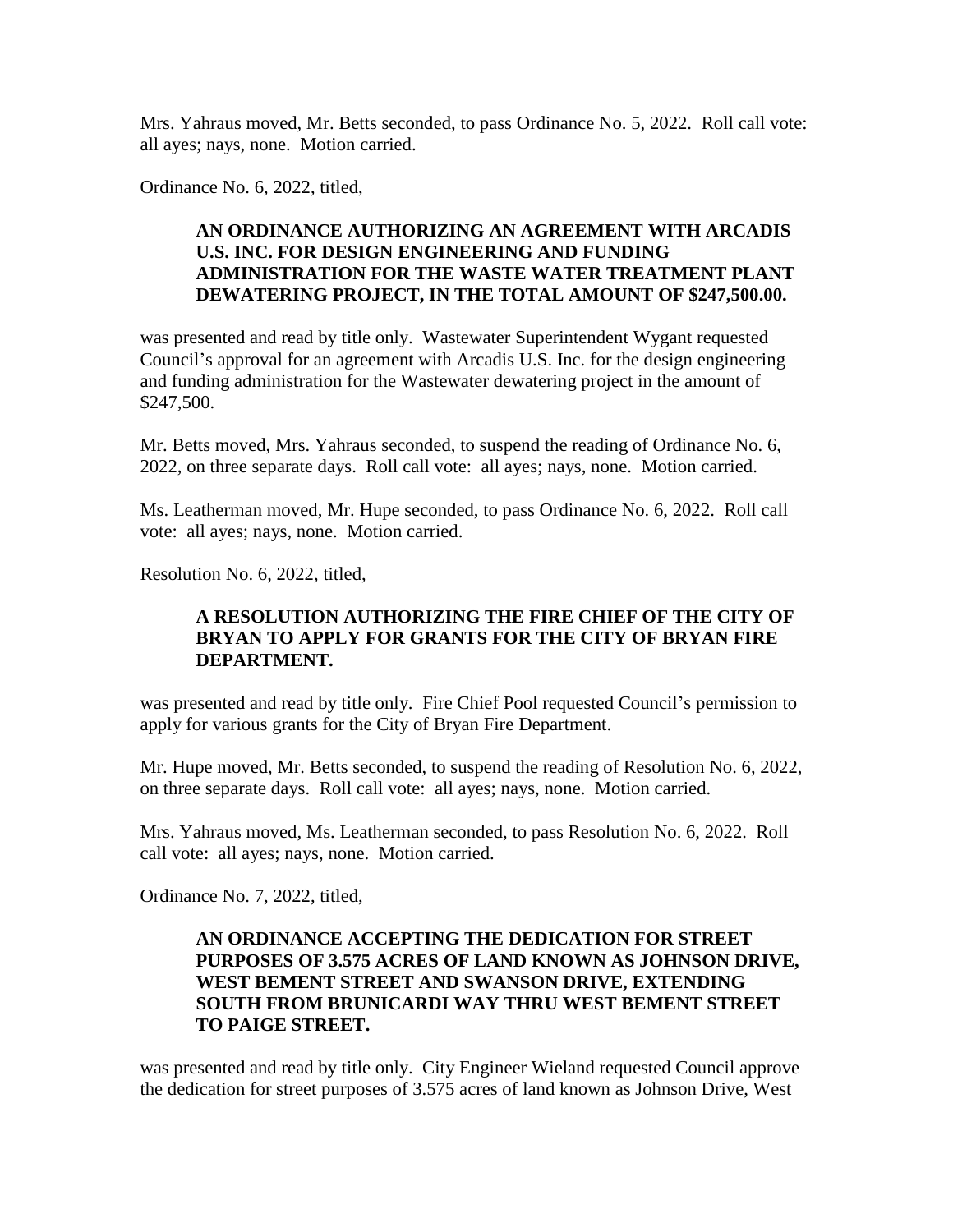Mrs. Yahraus moved, Mr. Betts seconded, to pass Ordinance No. 5, 2022. Roll call vote: all ayes; nays, none. Motion carried.

Ordinance No. 6, 2022, titled,

> **AN ORDINANCE AUTHORIZING AN AGREEMENT WITH ARCADIS U.S. INC. FOR DESIGN ENGINEERING AND FUNDING ADMINISTRATION FOR THE WASTE WATER TREATMENT PLANT DEWATERING PROJECT, IN THE TOTAL AMOUNT OF $247,500.00.**

was presented and read by title only. Wastewater Superintendent Wygant requested Council's approval for an agreement with Arcadis U.S. Inc. for the design engineering and funding administration for the Wastewater dewatering project in the amount of $247,500.

Mr. Betts moved, Mrs. Yahraus seconded, to suspend the reading of Ordinance No. 6, 2022, on three separate days. Roll call vote: all ayes; nays, none. Motion carried.

Ms. Leatherman moved, Mr. Hupe seconded, to pass Ordinance No. 6, 2022. Roll call vote: all ayes; nays, none. Motion carried.

Resolution No. 6, 2022, titled,

> **A RESOLUTION AUTHORIZING THE FIRE CHIEF OF THE CITY OF BRYAN TO APPLY FOR GRANTS FOR THE CITY OF BRYAN FIRE DEPARTMENT.**

was presented and read by title only. Fire Chief Pool requested Council's permission to apply for various grants for the City of Bryan Fire Department.

Mr. Hupe moved, Mr. Betts seconded, to suspend the reading of Resolution No. 6, 2022, on three separate days. Roll call vote: all ayes; nays, none. Motion carried.

Mrs. Yahraus moved, Ms. Leatherman seconded, to pass Resolution No. 6, 2022. Roll call vote: all ayes; nays, none. Motion carried.

Ordinance No. 7, 2022, titled,

> **AN ORDINANCE ACCEPTING THE DEDICATION FOR STREET PURPOSES OF 3.575 ACRES OF LAND KNOWN AS JOHNSON DRIVE, WEST BEMENT STREET AND SWANSON DRIVE, EXTENDING SOUTH FROM BRUNICARDI WAY THRU WEST BEMENT STREET TO PAIGE STREET.**

was presented and read by title only. City Engineer Wieland requested Council approve the dedication for street purposes of 3.575 acres of land known as Johnson Drive, West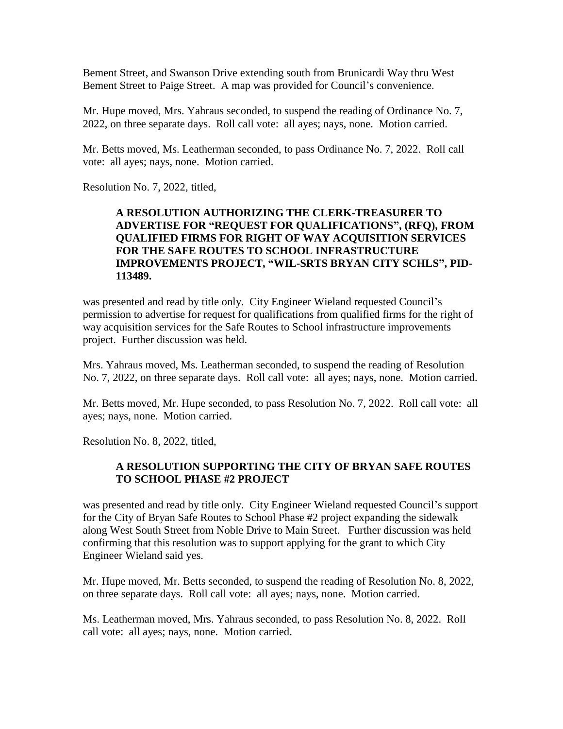Bement Street, and Swanson Drive extending south from Brunicardi Way thru West Bement Street to Paige Street. A map was provided for Council's convenience.

Mr. Hupe moved, Mrs. Yahraus seconded, to suspend the reading of Ordinance No. 7, 2022, on three separate days. Roll call vote: all ayes; nays, none. Motion carried.

Mr. Betts moved, Ms. Leatherman seconded, to pass Ordinance No. 7, 2022. Roll call vote: all ayes; nays, none. Motion carried.

Resolution No. 7, 2022, titled,

> **A RESOLUTION AUTHORIZING THE CLERK-TREASURER TO ADVERTISE FOR "REQUEST FOR QUALIFICATIONS", (RFQ), FROM QUALIFIED FIRMS FOR RIGHT OF WAY ACQUISITION SERVICES FOR THE SAFE ROUTES TO SCHOOL INFRASTRUCTURE IMPROVEMENTS PROJECT, "WIL-SRTS BRYAN CITY SCHLS", PID-113489.**

was presented and read by title only. City Engineer Wieland requested Council's permission to advertise for request for qualifications from qualified firms for the right of way acquisition services for the Safe Routes to School infrastructure improvements project. Further discussion was held.

Mrs. Yahraus moved, Ms. Leatherman seconded, to suspend the reading of Resolution No. 7, 2022, on three separate days. Roll call vote: all ayes; nays, none. Motion carried.

Mr. Betts moved, Mr. Hupe seconded, to pass Resolution No. 7, 2022. Roll call vote: all ayes; nays, none. Motion carried.

Resolution No. 8, 2022, titled,

> **A RESOLUTION SUPPORTING THE CITY OF BRYAN SAFE ROUTES TO SCHOOL PHASE #2 PROJECT**

was presented and read by title only. City Engineer Wieland requested Council's support for the City of Bryan Safe Routes to School Phase #2 project expanding the sidewalk along West South Street from Noble Drive to Main Street. Further discussion was held confirming that this resolution was to support applying for the grant to which City Engineer Wieland said yes.

Mr. Hupe moved, Mr. Betts seconded, to suspend the reading of Resolution No. 8, 2022, on three separate days. Roll call vote: all ayes; nays, none. Motion carried.

Ms. Leatherman moved, Mrs. Yahraus seconded, to pass Resolution No. 8, 2022. Roll call vote: all ayes; nays, none. Motion carried.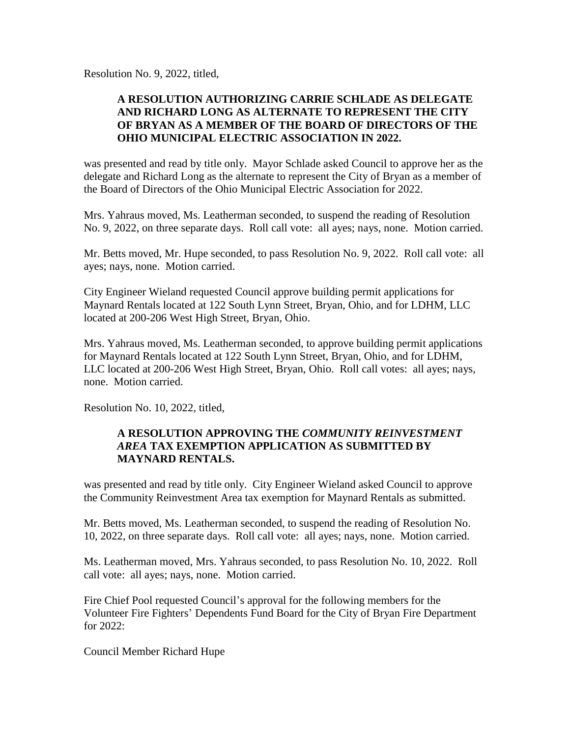Resolution No. 9, 2022, titled,

> **A RESOLUTION AUTHORIZING CARRIE SCHLADE AS DELEGATE AND RICHARD LONG AS ALTERNATE TO REPRESENT THE CITY OF BRYAN AS A MEMBER OF THE BOARD OF DIRECTORS OF THE OHIO MUNICIPAL ELECTRIC ASSOCIATION IN 2022.**

was presented and read by title only. Mayor Schlade asked Council to approve her as the delegate and Richard Long as the alternate to represent the City of Bryan as a member of the Board of Directors of the Ohio Municipal Electric Association for 2022.

Mrs. Yahraus moved, Ms. Leatherman seconded, to suspend the reading of Resolution No. 9, 2022, on three separate days. Roll call vote: all ayes; nays, none. Motion carried.

Mr. Betts moved, Mr. Hupe seconded, to pass Resolution No. 9, 2022. Roll call vote: all ayes; nays, none. Motion carried.

City Engineer Wieland requested Council approve building permit applications for Maynard Rentals located at 122 South Lynn Street, Bryan, Ohio, and for LDHM, LLC located at 200-206 West High Street, Bryan, Ohio.

Mrs. Yahraus moved, Ms. Leatherman seconded, to approve building permit applications for Maynard Rentals located at 122 South Lynn Street, Bryan, Ohio, and for LDHM, LLC located at 200-206 West High Street, Bryan, Ohio. Roll call votes: all ayes; nays, none. Motion carried.

Resolution No. 10, 2022, titled,

> **A RESOLUTION APPROVING THE *COMMUNITY REINVESTMENT AREA* TAX EXEMPTION APPLICATION AS SUBMITTED BY MAYNARD RENTALS.**

was presented and read by title only. City Engineer Wieland asked Council to approve the Community Reinvestment Area tax exemption for Maynard Rentals as submitted.

Mr. Betts moved, Ms. Leatherman seconded, to suspend the reading of Resolution No. 10, 2022, on three separate days. Roll call vote: all ayes; nays, none. Motion carried.

Ms. Leatherman moved, Mrs. Yahraus seconded, to pass Resolution No. 10, 2022. Roll call vote: all ayes; nays, none. Motion carried.

Fire Chief Pool requested Council's approval for the following members for the Volunteer Fire Fighters' Dependents Fund Board for the City of Bryan Fire Department for 2022:

Council Member Richard Hupe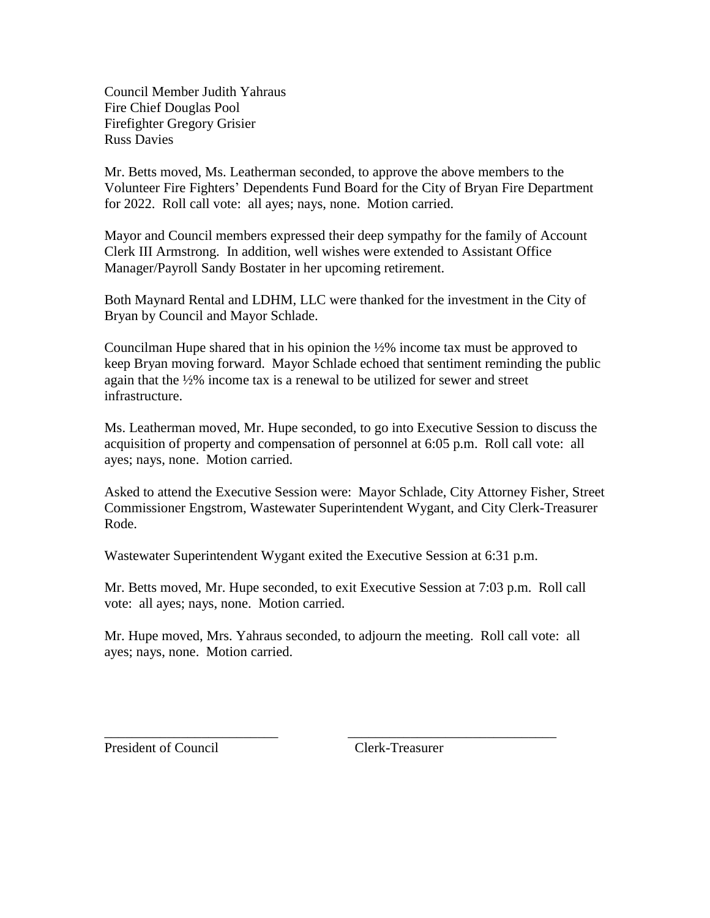Council Member Judith Yahraus  
Fire Chief Douglas Pool  
Firefighter Gregory Grisier  
Russ Davies

Mr. Betts moved, Ms. Leatherman seconded, to approve the above members to the Volunteer Fire Fighters' Dependents Fund Board for the City of Bryan Fire Department for 2022. Roll call vote: all ayes; nays, none. Motion carried.

Mayor and Council members expressed their deep sympathy for the family of Account Clerk III Armstrong. In addition, well wishes were extended to Assistant Office Manager/Payroll Sandy Bostater in her upcoming retirement.

Both Maynard Rental and LDHM, LLC were thanked for the investment in the City of Bryan by Council and Mayor Schlade.

Councilman Hupe shared that in his opinion the ½% income tax must be approved to keep Bryan moving forward. Mayor Schlade echoed that sentiment reminding the public again that the ½% income tax is a renewal to be utilized for sewer and street infrastructure.

Ms. Leatherman moved, Mr. Hupe seconded, to go into Executive Session to discuss the acquisition of property and compensation of personnel at 6:05 p.m. Roll call vote: all ayes; nays, none. Motion carried.

Asked to attend the Executive Session were: Mayor Schlade, City Attorney Fisher, Street Commissioner Engstrom, Wastewater Superintendent Wygant, and City Clerk-Treasurer Rode.

Wastewater Superintendent Wygant exited the Executive Session at 6:31 p.m.

Mr. Betts moved, Mr. Hupe seconded, to exit Executive Session at 7:03 p.m. Roll call vote: all ayes; nays, none. Motion carried.

Mr. Hupe moved, Mrs. Yahraus seconded, to adjourn the meeting. Roll call vote: all ayes; nays, none. Motion carried.

\_\_\_\_\_\_\_\_\_\_\_\_\_\_\_\_\_\_\_\_\_\_\_\_\_ \_\_\_\_\_\_\_\_\_\_\_\_\_\_\_\_\_\_\_\_\_\_\_\_\_\_\_\_\_\_

President of Council Clerk-Treasurer